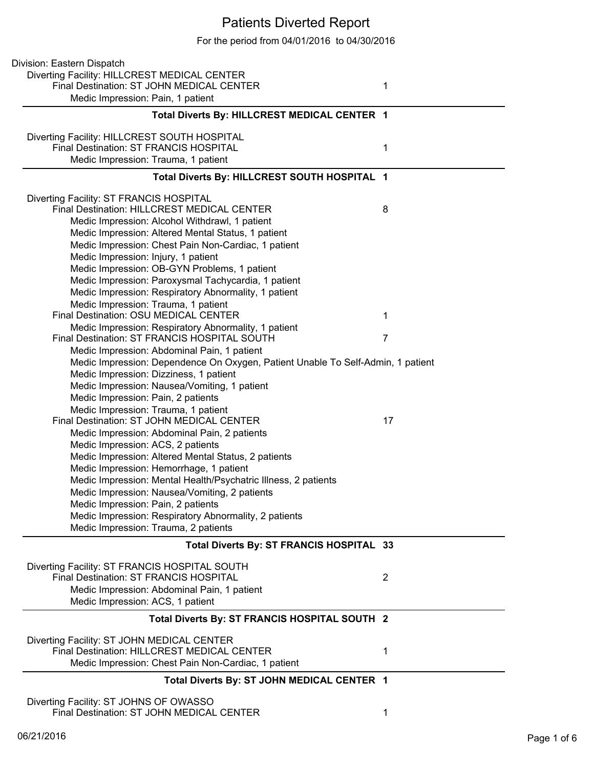# Patients Diverted Report

For the period from 04/01/2016 to 04/30/2016

Division: Eastern Dispatch

Diverting Facility: HILLCREST MEDICAL CENTER

- Final Destination: ST JOHN MEDICAL CENTER — 1
  - Medic Impression: Pain, 1 patient

**Total Diverts By: HILLCREST MEDICAL CENTER 1**

---

Diverting Facility: HILLCREST SOUTH HOSPITAL

- Final Destination: ST FRANCIS HOSPITAL — 1
  - Medic Impression: Trauma, 1 patient

**Total Diverts By: HILLCREST SOUTH HOSPITAL 1**

---

Diverting Facility: ST FRANCIS HOSPITAL

- Final Destination: HILLCREST MEDICAL CENTER — 8
  - Medic Impression: Alcohol Withdrawl, 1 patient
  - Medic Impression: Altered Mental Status, 1 patient
  - Medic Impression: Chest Pain Non-Cardiac, 1 patient
  - Medic Impression: Injury, 1 patient
  - Medic Impression: OB-GYN Problems, 1 patient
  - Medic Impression: Paroxysmal Tachycardia, 1 patient
  - Medic Impression: Respiratory Abnormality, 1 patient
  - Medic Impression: Trauma, 1 patient
- Final Destination: OSU MEDICAL CENTER — 1
  - Medic Impression: Respiratory Abnormality, 1 patient
- Final Destination: ST FRANCIS HOSPITAL SOUTH — 7
  - Medic Impression: Abdominal Pain, 1 patient
  - Medic Impression: Dependence On Oxygen, Patient Unable To Self-Admin, 1 patient
  - Medic Impression: Dizziness, 1 patient
  - Medic Impression: Nausea/Vomiting, 1 patient
  - Medic Impression: Pain, 2 patients
  - Medic Impression: Trauma, 1 patient
- Final Destination: ST JOHN MEDICAL CENTER — 17
  - Medic Impression: Abdominal Pain, 2 patients
  - Medic Impression: ACS, 2 patients
  - Medic Impression: Altered Mental Status, 2 patients
  - Medic Impression: Hemorrhage, 1 patient
  - Medic Impression: Mental Health/Psychatric Illness, 2 patients
  - Medic Impression: Nausea/Vomiting, 2 patients
  - Medic Impression: Pain, 2 patients
  - Medic Impression: Respiratory Abnormality, 2 patients
  - Medic Impression: Trauma, 2 patients

**Total Diverts By: ST FRANCIS HOSPITAL 33**

---

Diverting Facility: ST FRANCIS HOSPITAL SOUTH

- Final Destination: ST FRANCIS HOSPITAL — 2
  - Medic Impression: Abdominal Pain, 1 patient
  - Medic Impression: ACS, 1 patient

**Total Diverts By: ST FRANCIS HOSPITAL SOUTH 2**

---

Diverting Facility: ST JOHN MEDICAL CENTER

- Final Destination: HILLCREST MEDICAL CENTER — 1
  - Medic Impression: Chest Pain Non-Cardiac, 1 patient

**Total Diverts By: ST JOHN MEDICAL CENTER 1**

---

Diverting Facility: ST JOHNS OF OWASSO

- Final Destination: ST JOHN MEDICAL CENTER — 1

06/21/2016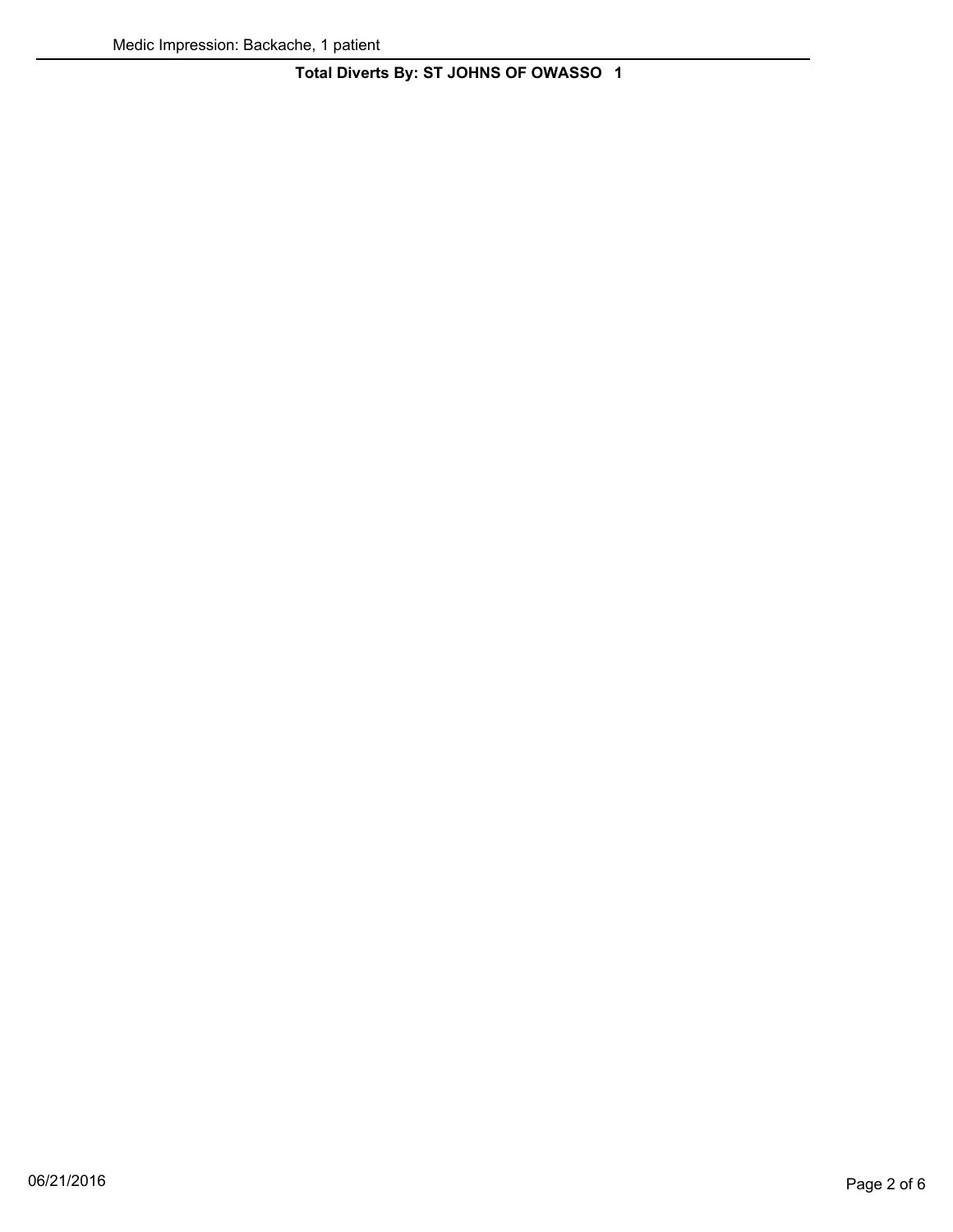Medic Impression: Backache, 1 patient

**Total Diverts By: ST JOHNS OF OWASSO 1**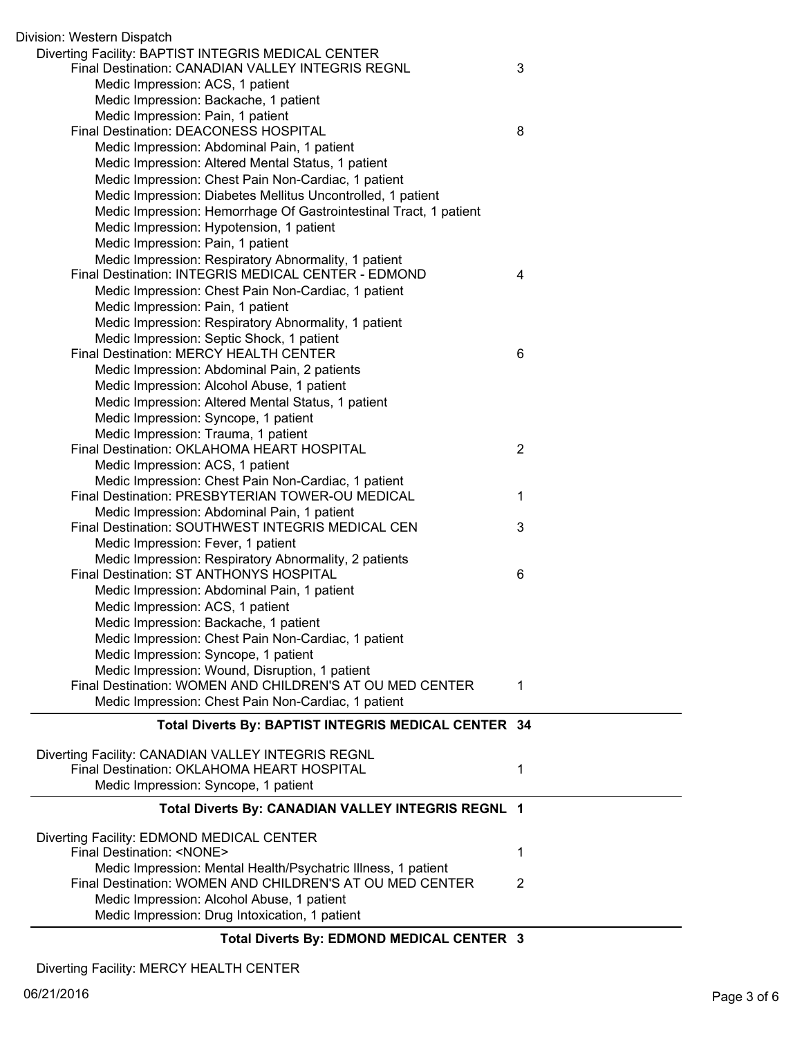Division: Western Dispatch

Diverting Facility: BAPTIST INTEGRIS MEDICAL CENTER

| | |
|---|---|
| Final Destination: CANADIAN VALLEY INTEGRIS REGNL | 3 |
| Medic Impression: ACS, 1 patient | |
| Medic Impression: Backache, 1 patient | |
| Medic Impression: Pain, 1 patient | |
| Final Destination: DEACONESS HOSPITAL | 8 |
| Medic Impression: Abdominal Pain, 1 patient | |
| Medic Impression: Altered Mental Status, 1 patient | |
| Medic Impression: Chest Pain Non-Cardiac, 1 patient | |
| Medic Impression: Diabetes Mellitus Uncontrolled, 1 patient | |
| Medic Impression: Hemorrhage Of Gastrointestinal Tract, 1 patient | |
| Medic Impression: Hypotension, 1 patient | |
| Medic Impression: Pain, 1 patient | |
| Medic Impression: Respiratory Abnormality, 1 patient | |
| Final Destination: INTEGRIS MEDICAL CENTER - EDMOND | 4 |
| Medic Impression: Chest Pain Non-Cardiac, 1 patient | |
| Medic Impression: Pain, 1 patient | |
| Medic Impression: Respiratory Abnormality, 1 patient | |
| Medic Impression: Septic Shock, 1 patient | |
| Final Destination: MERCY HEALTH CENTER | 6 |
| Medic Impression: Abdominal Pain, 2 patients | |
| Medic Impression: Alcohol Abuse, 1 patient | |
| Medic Impression: Altered Mental Status, 1 patient | |
| Medic Impression: Syncope, 1 patient | |
| Medic Impression: Trauma, 1 patient | |
| Final Destination: OKLAHOMA HEART HOSPITAL | 2 |
| Medic Impression: ACS, 1 patient | |
| Medic Impression: Chest Pain Non-Cardiac, 1 patient | |
| Final Destination: PRESBYTERIAN TOWER-OU MEDICAL | 1 |
| Medic Impression: Abdominal Pain, 1 patient | |
| Final Destination: SOUTHWEST INTEGRIS MEDICAL CEN | 3 |
| Medic Impression: Fever, 1 patient | |
| Medic Impression: Respiratory Abnormality, 2 patients | |
| Final Destination: ST ANTHONYS HOSPITAL | 6 |
| Medic Impression: Abdominal Pain, 1 patient | |
| Medic Impression: ACS, 1 patient | |
| Medic Impression: Backache, 1 patient | |
| Medic Impression: Chest Pain Non-Cardiac, 1 patient | |
| Medic Impression: Syncope, 1 patient | |
| Medic Impression: Wound, Disruption, 1 patient | |
| Final Destination: WOMEN AND CHILDREN'S AT OU MED CENTER | 1 |
| Medic Impression: Chest Pain Non-Cardiac, 1 patient | |

**Total Diverts By: BAPTIST INTEGRIS MEDICAL CENTER 34**

Diverting Facility: CANADIAN VALLEY INTEGRIS REGNL

| | |
|---|---|
| Final Destination: OKLAHOMA HEART HOSPITAL | 1 |
| Medic Impression: Syncope, 1 patient | |

**Total Diverts By: CANADIAN VALLEY INTEGRIS REGNL 1**

Diverting Facility: EDMOND MEDICAL CENTER

| | |
|---|---|
| Final Destination: <NONE> | 1 |
| Medic Impression: Mental Health/Psychatric Illness, 1 patient | |
| Final Destination: WOMEN AND CHILDREN'S AT OU MED CENTER | 2 |
| Medic Impression: Alcohol Abuse, 1 patient | |
| Medic Impression: Drug Intoxication, 1 patient | |

**Total Diverts By: EDMOND MEDICAL CENTER 3**

Diverting Facility: MERCY HEALTH CENTER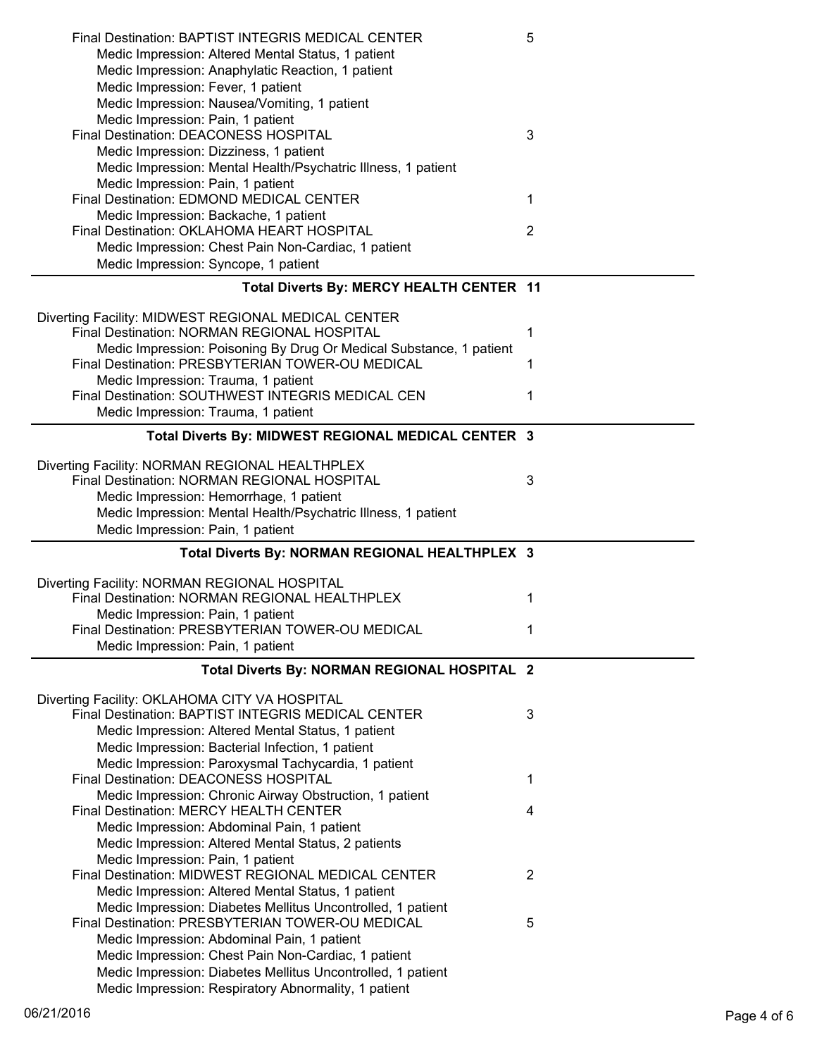Final Destination: BAPTIST INTEGRIS MEDICAL CENTER 5
- Medic Impression: Altered Mental Status, 1 patient
- Medic Impression: Anaphylatic Reaction, 1 patient
- Medic Impression: Fever, 1 patient
- Medic Impression: Nausea/Vomiting, 1 patient
- Medic Impression: Pain, 1 patient

Final Destination: DEACONESS HOSPITAL 3
- Medic Impression: Dizziness, 1 patient
- Medic Impression: Mental Health/Psychatric Illness, 1 patient
- Medic Impression: Pain, 1 patient

Final Destination: EDMOND MEDICAL CENTER 1
- Medic Impression: Backache, 1 patient

Final Destination: OKLAHOMA HEART HOSPITAL 2
- Medic Impression: Chest Pain Non-Cardiac, 1 patient
- Medic Impression: Syncope, 1 patient

**Total Diverts By: MERCY HEALTH CENTER 11**

---

Diverting Facility: MIDWEST REGIONAL MEDICAL CENTER

Final Destination: NORMAN REGIONAL HOSPITAL 1
- Medic Impression: Poisoning By Drug Or Medical Substance, 1 patient

Final Destination: PRESBYTERIAN TOWER-OU MEDICAL 1
- Medic Impression: Trauma, 1 patient

Final Destination: SOUTHWEST INTEGRIS MEDICAL CEN 1
- Medic Impression: Trauma, 1 patient

**Total Diverts By: MIDWEST REGIONAL MEDICAL CENTER 3**

---

Diverting Facility: NORMAN REGIONAL HEALTHPLEX

Final Destination: NORMAN REGIONAL HOSPITAL 3
- Medic Impression: Hemorrhage, 1 patient
- Medic Impression: Mental Health/Psychatric Illness, 1 patient
- Medic Impression: Pain, 1 patient

**Total Diverts By: NORMAN REGIONAL HEALTHPLEX 3**

---

Diverting Facility: NORMAN REGIONAL HOSPITAL

Final Destination: NORMAN REGIONAL HEALTHPLEX 1
- Medic Impression: Pain, 1 patient

Final Destination: PRESBYTERIAN TOWER-OU MEDICAL 1
- Medic Impression: Pain, 1 patient

**Total Diverts By: NORMAN REGIONAL HOSPITAL 2**

---

Diverting Facility: OKLAHOMA CITY VA HOSPITAL

Final Destination: BAPTIST INTEGRIS MEDICAL CENTER 3
- Medic Impression: Altered Mental Status, 1 patient
- Medic Impression: Bacterial Infection, 1 patient
- Medic Impression: Paroxysmal Tachycardia, 1 patient

Final Destination: DEACONESS HOSPITAL 1
- Medic Impression: Chronic Airway Obstruction, 1 patient

Final Destination: MERCY HEALTH CENTER 4
- Medic Impression: Abdominal Pain, 1 patient
- Medic Impression: Altered Mental Status, 2 patients
- Medic Impression: Pain, 1 patient

Final Destination: MIDWEST REGIONAL MEDICAL CENTER 2
- Medic Impression: Altered Mental Status, 1 patient
- Medic Impression: Diabetes Mellitus Uncontrolled, 1 patient

Final Destination: PRESBYTERIAN TOWER-OU MEDICAL 5
- Medic Impression: Abdominal Pain, 1 patient
- Medic Impression: Chest Pain Non-Cardiac, 1 patient
- Medic Impression: Diabetes Mellitus Uncontrolled, 1 patient
- Medic Impression: Respiratory Abnormality, 1 patient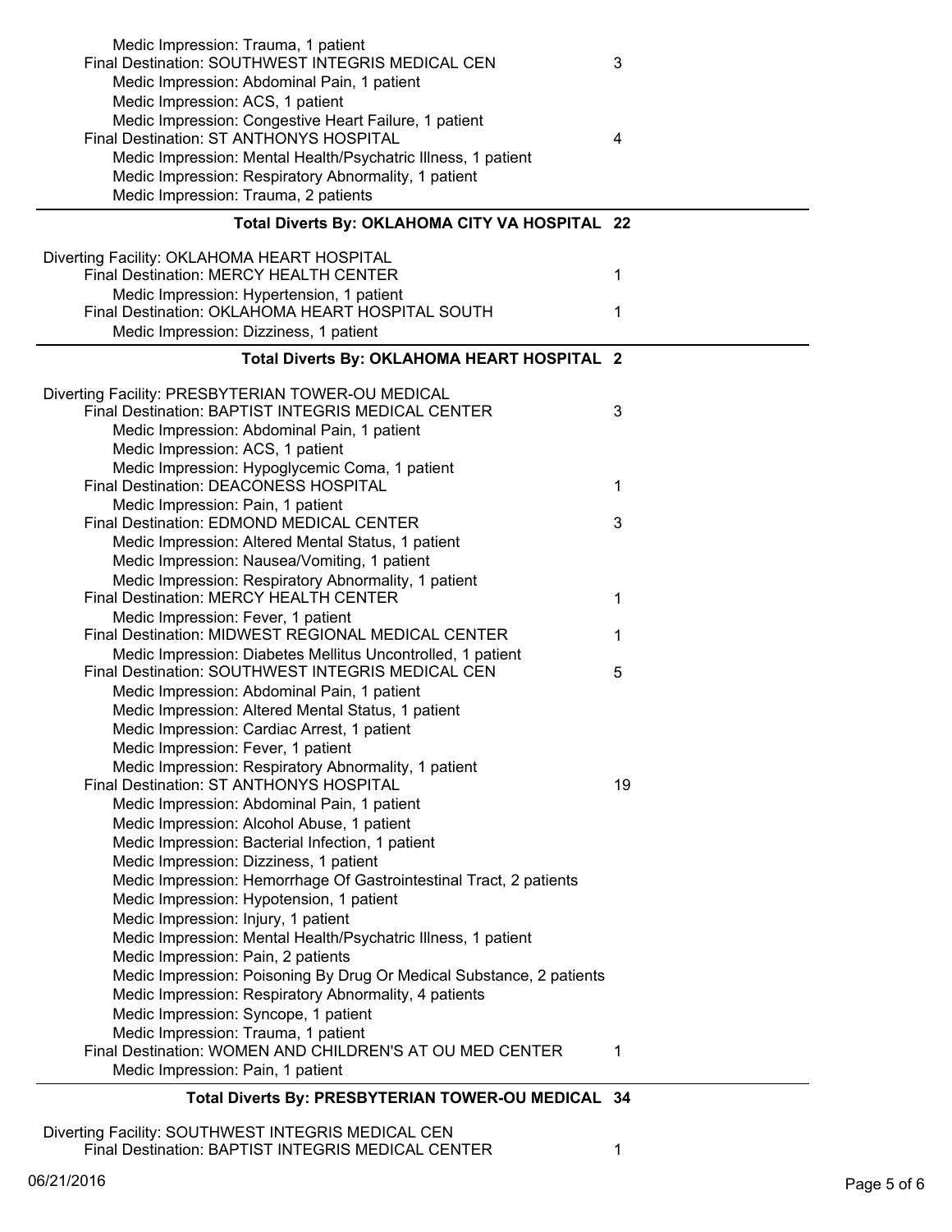Medic Impression: Trauma, 1 patient

Final Destination: SOUTHWEST INTEGRIS MEDICAL CEN — 3

- Medic Impression: Abdominal Pain, 1 patient
- Medic Impression: ACS, 1 patient
- Medic Impression: Congestive Heart Failure, 1 patient

Final Destination: ST ANTHONYS HOSPITAL — 4

- Medic Impression: Mental Health/Psychatric Illness, 1 patient
- Medic Impression: Respiratory Abnormality, 1 patient
- Medic Impression: Trauma, 2 patients

**Total Diverts By: OKLAHOMA CITY VA HOSPITAL 22**

---

Diverting Facility: OKLAHOMA HEART HOSPITAL

Final Destination: MERCY HEALTH CENTER — 1

- Medic Impression: Hypertension, 1 patient

Final Destination: OKLAHOMA HEART HOSPITAL SOUTH — 1

- Medic Impression: Dizziness, 1 patient

**Total Diverts By: OKLAHOMA HEART HOSPITAL 2**

---

Diverting Facility: PRESBYTERIAN TOWER-OU MEDICAL

Final Destination: BAPTIST INTEGRIS MEDICAL CENTER — 3

- Medic Impression: Abdominal Pain, 1 patient
- Medic Impression: ACS, 1 patient
- Medic Impression: Hypoglycemic Coma, 1 patient

Final Destination: DEACONESS HOSPITAL — 1

- Medic Impression: Pain, 1 patient

Final Destination: EDMOND MEDICAL CENTER — 3

- Medic Impression: Altered Mental Status, 1 patient
- Medic Impression: Nausea/Vomiting, 1 patient
- Medic Impression: Respiratory Abnormality, 1 patient

Final Destination: MERCY HEALTH CENTER — 1

- Medic Impression: Fever, 1 patient

Final Destination: MIDWEST REGIONAL MEDICAL CENTER — 1

- Medic Impression: Diabetes Mellitus Uncontrolled, 1 patient

Final Destination: SOUTHWEST INTEGRIS MEDICAL CEN — 5

- Medic Impression: Abdominal Pain, 1 patient
- Medic Impression: Altered Mental Status, 1 patient
- Medic Impression: Cardiac Arrest, 1 patient
- Medic Impression: Fever, 1 patient
- Medic Impression: Respiratory Abnormality, 1 patient

Final Destination: ST ANTHONYS HOSPITAL — 19

- Medic Impression: Abdominal Pain, 1 patient
- Medic Impression: Alcohol Abuse, 1 patient
- Medic Impression: Bacterial Infection, 1 patient
- Medic Impression: Dizziness, 1 patient
- Medic Impression: Hemorrhage Of Gastrointestinal Tract, 2 patients
- Medic Impression: Hypotension, 1 patient
- Medic Impression: Injury, 1 patient
- Medic Impression: Mental Health/Psychatric Illness, 1 patient
- Medic Impression: Pain, 2 patients
- Medic Impression: Poisoning By Drug Or Medical Substance, 2 patients
- Medic Impression: Respiratory Abnormality, 4 patients
- Medic Impression: Syncope, 1 patient
- Medic Impression: Trauma, 1 patient

Final Destination: WOMEN AND CHILDREN'S AT OU MED CENTER — 1

- Medic Impression: Pain, 1 patient

**Total Diverts By: PRESBYTERIAN TOWER-OU MEDICAL 34**

---

Diverting Facility: SOUTHWEST INTEGRIS MEDICAL CEN

Final Destination: BAPTIST INTEGRIS MEDICAL CENTER — 1

06/21/2016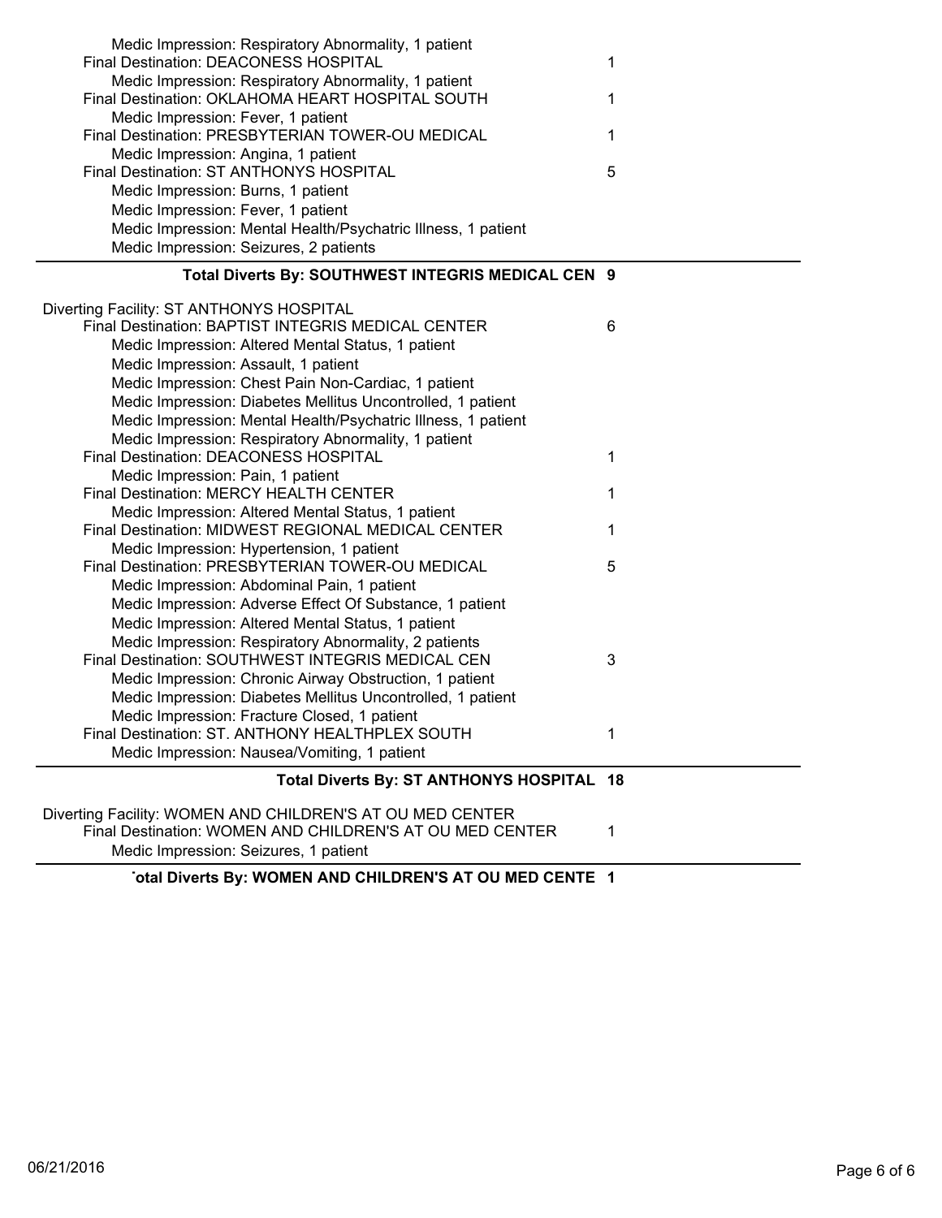Medic Impression: Respiratory Abnormality, 1 patient

Final Destination: DEACONESS HOSPITAL 1

Medic Impression: Respiratory Abnormality, 1 patient

Final Destination: OKLAHOMA HEART HOSPITAL SOUTH 1

Medic Impression: Fever, 1 patient

Final Destination: PRESBYTERIAN TOWER-OU MEDICAL 1

Medic Impression: Angina, 1 patient

Final Destination: ST ANTHONYS HOSPITAL 5

Medic Impression: Burns, 1 patient

Medic Impression: Fever, 1 patient

Medic Impression: Mental Health/Psychatric Illness, 1 patient

Medic Impression: Seizures, 2 patients

**Total Diverts By: SOUTHWEST INTEGRIS MEDICAL CEN 9**

Diverting Facility: ST ANTHONYS HOSPITAL

Final Destination: BAPTIST INTEGRIS MEDICAL CENTER 6

Medic Impression: Altered Mental Status, 1 patient

Medic Impression: Assault, 1 patient

Medic Impression: Chest Pain Non-Cardiac, 1 patient

Medic Impression: Diabetes Mellitus Uncontrolled, 1 patient

Medic Impression: Mental Health/Psychatric Illness, 1 patient

Medic Impression: Respiratory Abnormality, 1 patient

Final Destination: DEACONESS HOSPITAL 1

Medic Impression: Pain, 1 patient

Final Destination: MERCY HEALTH CENTER 1

Medic Impression: Altered Mental Status, 1 patient

Final Destination: MIDWEST REGIONAL MEDICAL CENTER 1

Medic Impression: Hypertension, 1 patient

Final Destination: PRESBYTERIAN TOWER-OU MEDICAL 5

Medic Impression: Abdominal Pain, 1 patient

Medic Impression: Adverse Effect Of Substance, 1 patient

Medic Impression: Altered Mental Status, 1 patient

Medic Impression: Respiratory Abnormality, 2 patients

Final Destination: SOUTHWEST INTEGRIS MEDICAL CEN 3

Medic Impression: Chronic Airway Obstruction, 1 patient

Medic Impression: Diabetes Mellitus Uncontrolled, 1 patient

Medic Impression: Fracture Closed, 1 patient

Final Destination: ST. ANTHONY HEALTHPLEX SOUTH 1

Medic Impression: Nausea/Vomiting, 1 patient

**Total Diverts By: ST ANTHONYS HOSPITAL 18**

Diverting Facility: WOMEN AND CHILDREN'S AT OU MED CENTER

Final Destination: WOMEN AND CHILDREN'S AT OU MED CENTER 1

Medic Impression: Seizures, 1 patient

**Total Diverts By: WOMEN AND CHILDREN'S AT OU MED CENTE 1**

06/21/2016